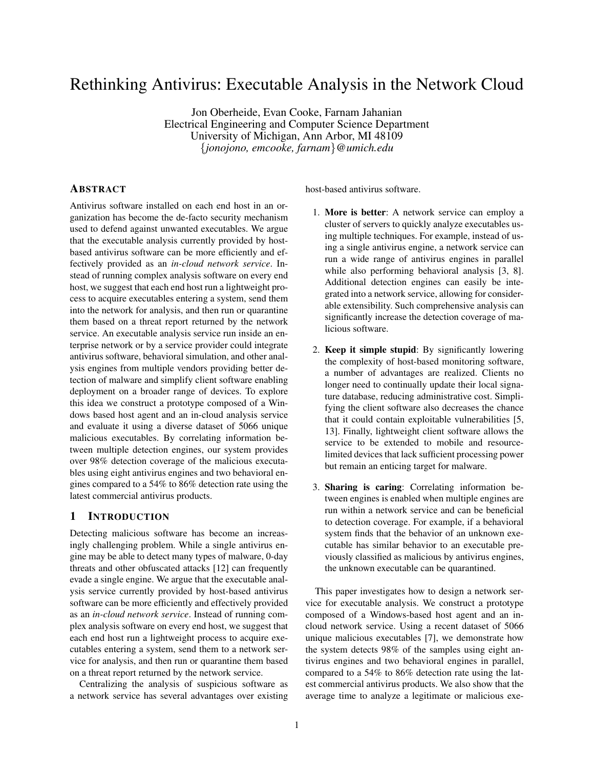# Rethinking Antivirus: Executable Analysis in the Network Cloud

Jon Oberheide, Evan Cooke, Farnam Jahanian
Electrical Engineering and Computer Science Department
University of Michigan, Ann Arbor, MI 48109
{*jonojono, emcooke, farnam*}*@umich.edu*

## Abstract

Antivirus software installed on each end host in an organization has become the de-facto security mechanism used to defend against unwanted executables. We argue that the executable analysis currently provided by host-based antivirus software can be more efficiently and effectively provided as an *in-cloud network service*. Instead of running complex analysis software on every end host, we suggest that each end host run a lightweight process to acquire executables entering a system, send them into the network for analysis, and then run or quarantine them based on a threat report returned by the network service. An executable analysis service run inside an enterprise network or by a service provider could integrate antivirus software, behavioral simulation, and other analysis engines from multiple vendors providing better detection of malware and simplify client software enabling deployment on a broader range of devices. To explore this idea we construct a prototype composed of a Windows based host agent and an in-cloud analysis service and evaluate it using a diverse dataset of 5066 unique malicious executables. By correlating information between multiple detection engines, our system provides over 98% detection coverage of the malicious executables using eight antivirus engines and two behavioral engines compared to a 54% to 86% detection rate using the latest commercial antivirus products.

## 1 Introduction

Detecting malicious software has become an increasingly challenging problem. While a single antivirus engine may be able to detect many types of malware, 0-day threats and other obfuscated attacks [12] can frequently evade a single engine. We argue that the executable analysis service currently provided by host-based antivirus software can be more efficiently and effectively provided as an *in-cloud network service*. Instead of running complex analysis software on every end host, we suggest that each end host run a lightweight process to acquire executables entering a system, send them to a network service for analysis, and then run or quarantine them based on a threat report returned by the network service.

Centralizing the analysis of suspicious software as a network service has several advantages over existing host-based antivirus software.

1. **More is better**: A network service can employ a cluster of servers to quickly analyze executables using multiple techniques. For example, instead of using a single antivirus engine, a network service can run a wide range of antivirus engines in parallel while also performing behavioral analysis [3, 8]. Additional detection engines can easily be integrated into a network service, allowing for considerable extensibility. Such comprehensive analysis can significantly increase the detection coverage of malicious software.

2. **Keep it simple stupid**: By significantly lowering the complexity of host-based monitoring software, a number of advantages are realized. Clients no longer need to continually update their local signature database, reducing administrative cost. Simplifying the client software also decreases the chance that it could contain exploitable vulnerabilities [5, 13]. Finally, lightweight client software allows the service to be extended to mobile and resource-limited devices that lack sufficient processing power but remain an enticing target for malware.

3. **Sharing is caring**: Correlating information between engines is enabled when multiple engines are run within a network service and can be beneficial to detection coverage. For example, if a behavioral system finds that the behavior of an unknown executable has similar behavior to an executable previously classified as malicious by antivirus engines, the unknown executable can be quarantined.

This paper investigates how to design a network service for executable analysis. We construct a prototype composed of a Windows-based host agent and an in-cloud network service. Using a recent dataset of 5066 unique malicious executables [7], we demonstrate how the system detects 98% of the samples using eight antivirus engines and two behavioral engines in parallel, compared to a 54% to 86% detection rate using the latest commercial antivirus products. We also show that the average time to analyze a legitimate or malicious exe-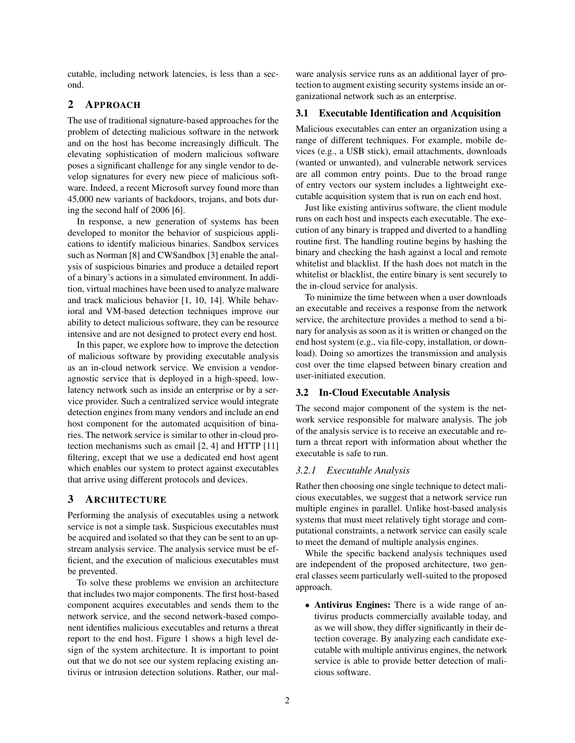cutable, including network latencies, is less than a second.

## 2 Approach

The use of traditional signature-based approaches for the problem of detecting malicious software in the network and on the host has become increasingly difficult. The elevating sophistication of modern malicious software poses a significant challenge for any single vendor to develop signatures for every new piece of malicious software. Indeed, a recent Microsoft survey found more than 45,000 new variants of backdoors, trojans, and bots during the second half of 2006 [6].

In response, a new generation of systems has been developed to monitor the behavior of suspicious applications to identify malicious binaries. Sandbox services such as Norman [8] and CWSandbox [3] enable the analysis of suspicious binaries and produce a detailed report of a binary's actions in a simulated environment. In addition, virtual machines have been used to analyze malware and track malicious behavior [1, 10, 14]. While behavioral and VM-based detection techniques improve our ability to detect malicious software, they can be resource intensive and are not designed to protect every end host.

In this paper, we explore how to improve the detection of malicious software by providing executable analysis as an in-cloud network service. We envision a vendor-agnostic service that is deployed in a high-speed, low-latency network such as inside an enterprise or by a service provider. Such a centralized service would integrate detection engines from many vendors and include an end host component for the automated acquisition of binaries. The network service is similar to other in-cloud protection mechanisms such as email [2, 4] and HTTP [11] filtering, except that we use a dedicated end host agent which enables our system to protect against executables that arrive using different protocols and devices.

## 3 Architecture

Performing the analysis of executables using a network service is not a simple task. Suspicious executables must be acquired and isolated so that they can be sent to an upstream analysis service. The analysis service must be efficient, and the execution of malicious executables must be prevented.

To solve these problems we envision an architecture that includes two major components. The first host-based component acquires executables and sends them to the network service, and the second network-based component identifies malicious executables and returns a threat report to the end host. Figure 1 shows a high level design of the system architecture. It is important to point out that we do not see our system replacing existing antivirus or intrusion detection solutions. Rather, our malware analysis service runs as an additional layer of protection to augment existing security systems inside an organizational network such as an enterprise.

### 3.1 Executable Identification and Acquisition

Malicious executables can enter an organization using a range of different techniques. For example, mobile devices (e.g., a USB stick), email attachments, downloads (wanted or unwanted), and vulnerable network services are all common entry points. Due to the broad range of entry vectors our system includes a lightweight executable acquisition system that is run on each end host.

Just like existing antivirus software, the client module runs on each host and inspects each executable. The execution of any binary is trapped and diverted to a handling routine first. The handling routine begins by hashing the binary and checking the hash against a local and remote whitelist and blacklist. If the hash does not match in the whitelist or blacklist, the entire binary is sent securely to the in-cloud service for analysis.

To minimize the time between when a user downloads an executable and receives a response from the network service, the architecture provides a method to send a binary for analysis as soon as it is written or changed on the end host system (e.g., via file-copy, installation, or download). Doing so amortizes the transmission and analysis cost over the time elapsed between binary creation and user-initiated execution.

### 3.2 In-Cloud Executable Analysis

The second major component of the system is the network service responsible for malware analysis. The job of the analysis service is to receive an executable and return a threat report with information about whether the executable is safe to run.

#### *3.2.1 Executable Analysis*

Rather then choosing one single technique to detect malicious executables, we suggest that a network service run multiple engines in parallel. Unlike host-based analysis systems that must meet relatively tight storage and computational constraints, a network service can easily scale to meet the demand of multiple analysis engines.

While the specific backend analysis techniques used are independent of the proposed architecture, two general classes seem particularly well-suited to the proposed approach.

- **Antivirus Engines:** There is a wide range of antivirus products commercially available today, and as we will show, they differ significantly in their detection coverage. By analyzing each candidate executable with multiple antivirus engines, the network service is able to provide better detection of malicious software.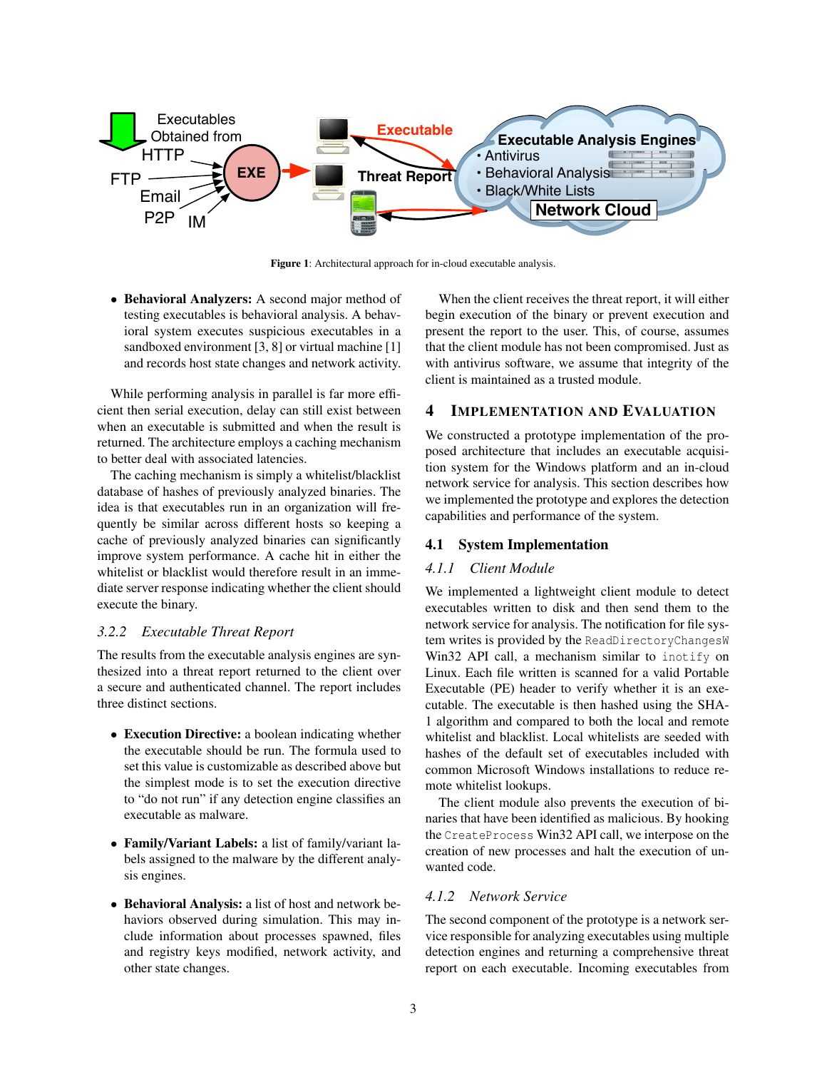Figure 1: Architectural approach for in-cloud executable analysis.

- **Behavioral Analyzers:** A second major method of testing executables is behavioral analysis. A behavioral system executes suspicious executables in a sandboxed environment [3, 8] or virtual machine [1] and records host state changes and network activity.

While performing analysis in parallel is far more efficient then serial execution, delay can still exist between when an executable is submitted and when the result is returned. The architecture employs a caching mechanism to better deal with associated latencies.

The caching mechanism is simply a whitelist/blacklist database of hashes of previously analyzed binaries. The idea is that executables run in an organization will frequently be similar across different hosts so keeping a cache of previously analyzed binaries can significantly improve system performance. A cache hit in either the whitelist or blacklist would therefore result in an immediate server response indicating whether the client should execute the binary.

### 3.2.2 *Executable Threat Report*

The results from the executable analysis engines are synthesized into a threat report returned to the client over a secure and authenticated channel. The report includes three distinct sections.

- **Execution Directive:** a boolean indicating whether the executable should be run. The formula used to set this value is customizable as described above but the simplest mode is to set the execution directive to "do not run" if any detection engine classifies an executable as malware.
- **Family/Variant Labels:** a list of family/variant labels assigned to the malware by the different analysis engines.
- **Behavioral Analysis:** a list of host and network behaviors observed during simulation. This may include information about processes spawned, files and registry keys modified, network activity, and other state changes.

When the client receives the threat report, it will either begin execution of the binary or prevent execution and present the report to the user. This, of course, assumes that the client module has not been compromised. Just as with antivirus software, we assume that integrity of the client is maintained as a trusted module.

## 4 Implementation and Evaluation

We constructed a prototype implementation of the proposed architecture that includes an executable acquisition system for the Windows platform and an in-cloud network service for analysis. This section describes how we implemented the prototype and explores the detection capabilities and performance of the system.

### 4.1 System Implementation

#### 4.1.1 *Client Module*

We implemented a lightweight client module to detect executables written to disk and then send them to the network service for analysis. The notification for file system writes is provided by the `ReadDirectoryChangesW` Win32 API call, a mechanism similar to `inotify` on Linux. Each file written is scanned for a valid Portable Executable (PE) header to verify whether it is an executable. The executable is then hashed using the SHA-1 algorithm and compared to both the local and remote whitelist and blacklist. Local whitelists are seeded with hashes of the default set of executables included with common Microsoft Windows installations to reduce remote whitelist lookups.

The client module also prevents the execution of binaries that have been identified as malicious. By hooking the `CreateProcess` Win32 API call, we interpose on the creation of new processes and halt the execution of unwanted code.

#### 4.1.2 *Network Service*

The second component of the prototype is a network service responsible for analyzing executables using multiple detection engines and returning a comprehensive threat report on each executable. Incoming executables from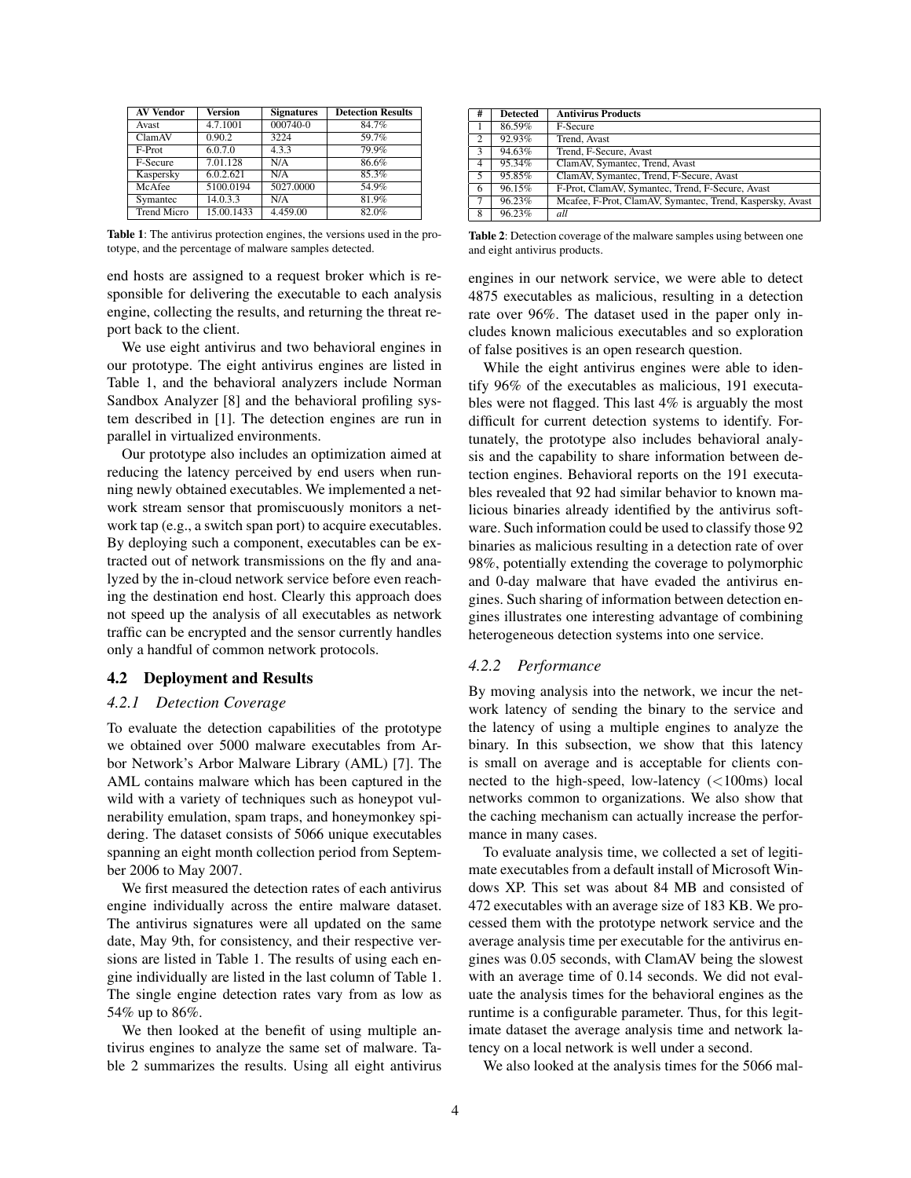| AV Vendor | Version | Signatures | Detection Results |
|---|---|---|---|
| Avast | 4.7.1001 | 000740-0 | 84.7% |
| ClamAV | 0.90.2 | 3224 | 59.7% |
| F-Prot | 6.0.7.0 | 4.3.3 | 79.9% |
| F-Secure | 7.01.128 | N/A | 86.6% |
| Kaspersky | 6.0.2.621 | N/A | 85.3% |
| McAfee | 5100.0194 | 5027.0000 | 54.9% |
| Symantec | 14.0.3.3 | N/A | 81.9% |
| Trend Micro | 15.00.1433 | 4.459.00 | 82.0% |

**Table 1**: The antivirus protection engines, the versions used in the prototype, and the percentage of malware samples detected.

| # | Detected | Antivirus Products |
|---|---|---|
| 1 | 86.59% | F-Secure |
| 2 | 92.93% | Trend, Avast |
| 3 | 94.63% | Trend, F-Secure, Avast |
| 4 | 95.34% | ClamAV, Symantec, Trend, Avast |
| 5 | 95.85% | ClamAV, Symantec, Trend, F-Secure, Avast |
| 6 | 96.15% | F-Prot, ClamAV, Symantec, Trend, F-Secure, Avast |
| 7 | 96.23% | Mcafee, F-Prot, ClamAV, Symantec, Trend, Kaspersky, Avast |
| 8 | 96.23% | *all* |

**Table 2**: Detection coverage of the malware samples using between one and eight antivirus products.

end hosts are assigned to a request broker which is responsible for delivering the executable to each analysis engine, collecting the results, and returning the threat report back to the client.

We use eight antivirus and two behavioral engines in our prototype. The eight antivirus engines are listed in Table 1, and the behavioral analyzers include Norman Sandbox Analyzer [8] and the behavioral profiling system described in [1]. The detection engines are run in parallel in virtualized environments.

Our prototype also includes an optimization aimed at reducing the latency perceived by end users when running newly obtained executables. We implemented a network stream sensor that promiscuously monitors a network tap (e.g., a switch span port) to acquire executables. By deploying such a component, executables can be extracted out of network transmissions on the fly and analyzed by the in-cloud network service before even reaching the destination end host. Clearly this approach does not speed up the analysis of all executables as network traffic can be encrypted and the sensor currently handles only a handful of common network protocols.

## 4.2 Deployment and Results

### *4.2.1 Detection Coverage*

To evaluate the detection capabilities of the prototype we obtained over 5000 malware executables from Arbor Network's Arbor Malware Library (AML) [7]. The AML contains malware which has been captured in the wild with a variety of techniques such as honeypot vulnerability emulation, spam traps, and honeymonkey spidering. The dataset consists of 5066 unique executables spanning an eight month collection period from September 2006 to May 2007.

We first measured the detection rates of each antivirus engine individually across the entire malware dataset. The antivirus signatures were all updated on the same date, May 9th, for consistency, and their respective versions are listed in Table 1. The results of using each engine individually are listed in the last column of Table 1. The single engine detection rates vary from as low as 54% up to 86%.

We then looked at the benefit of using multiple antivirus engines to analyze the same set of malware. Table 2 summarizes the results. Using all eight antivirus engines in our network service, we were able to detect 4875 executables as malicious, resulting in a detection rate over 96%. The dataset used in the paper only includes known malicious executables and so exploration of false positives is an open research question.

While the eight antivirus engines were able to identify 96% of the executables as malicious, 191 executables were not flagged. This last 4% is arguably the most difficult for current detection systems to identify. Fortunately, the prototype also includes behavioral analysis and the capability to share information between detection engines. Behavioral reports on the 191 executables revealed that 92 had similar behavior to known malicious binaries already identified by the antivirus software. Such information could be used to classify those 92 binaries as malicious resulting in a detection rate of over 98%, potentially extending the coverage to polymorphic and 0-day malware that have evaded the antivirus engines. Such sharing of information between detection engines illustrates one interesting advantage of combining heterogeneous detection systems into one service.

### *4.2.2 Performance*

By moving analysis into the network, we incur the network latency of sending the binary to the service and the latency of using a multiple engines to analyze the binary. In this subsection, we show that this latency is small on average and is acceptable for clients connected to the high-speed, low-latency (<100ms) local networks common to organizations. We also show that the caching mechanism can actually increase the performance in many cases.

To evaluate analysis time, we collected a set of legitimate executables from a default install of Microsoft Windows XP. This set was about 84 MB and consisted of 472 executables with an average size of 183 KB. We processed them with the prototype network service and the average analysis time per executable for the antivirus engines was 0.05 seconds, with ClamAV being the slowest with an average time of 0.14 seconds. We did not evaluate the analysis times for the behavioral engines as the runtime is a configurable parameter. Thus, for this legitimate dataset the average analysis time and network latency on a local network is well under a second.

We also looked at the analysis times for the 5066 mal-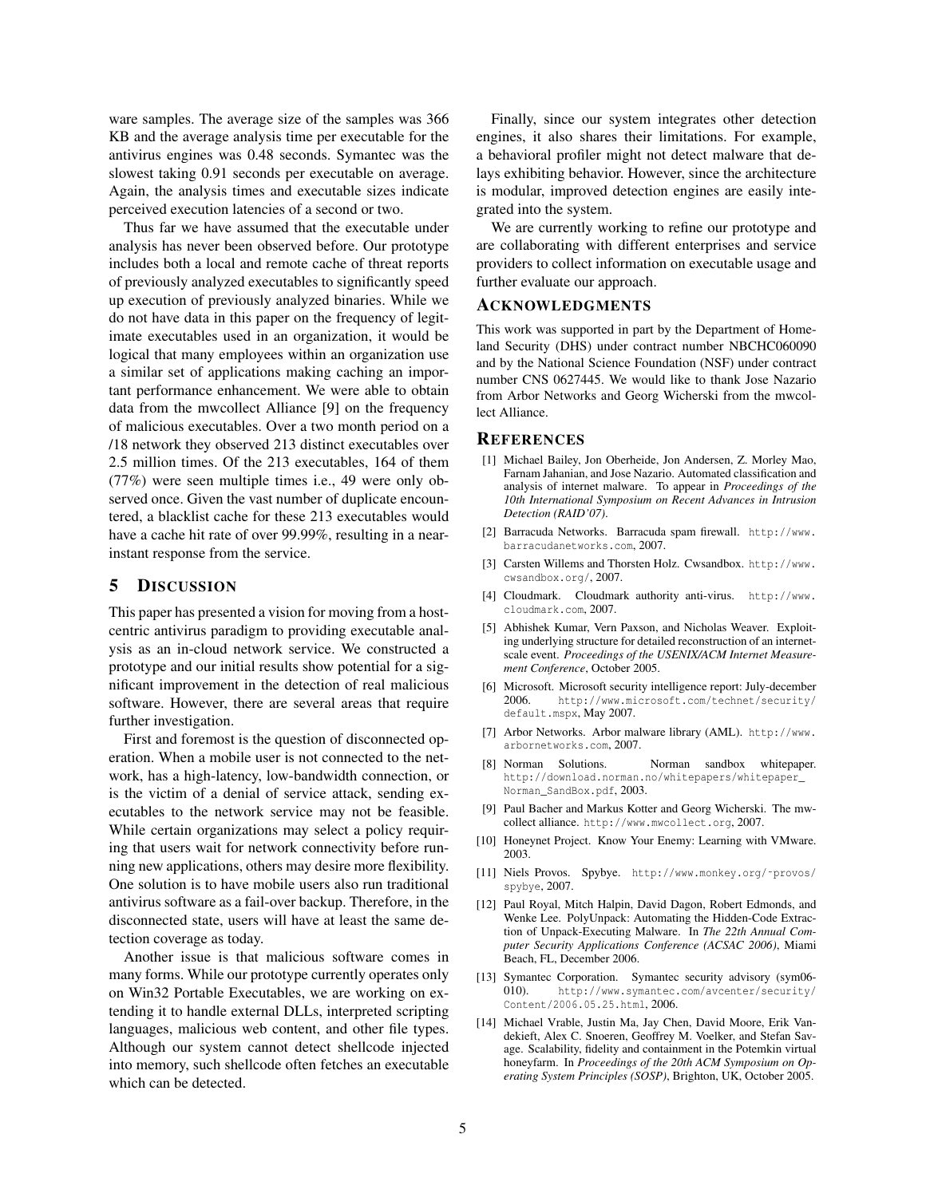ware samples. The average size of the samples was 366 KB and the average analysis time per executable for the antivirus engines was 0.48 seconds. Symantec was the slowest taking 0.91 seconds per executable on average. Again, the analysis times and executable sizes indicate perceived execution latencies of a second or two.

Thus far we have assumed that the executable under analysis has never been observed before. Our prototype includes both a local and remote cache of threat reports of previously analyzed executables to significantly speed up execution of previously analyzed binaries. While we do not have data in this paper on the frequency of legitimate executables used in an organization, it would be logical that many employees within an organization use a similar set of applications making caching an important performance enhancement. We were able to obtain data from the mwcollect Alliance [9] on the frequency of malicious executables. Over a two month period on a /18 network they observed 213 distinct executables over 2.5 million times. Of the 213 executables, 164 of them (77%) were seen multiple times i.e., 49 were only observed once. Given the vast number of duplicate encountered, a blacklist cache for these 213 executables would have a cache hit rate of over 99.99%, resulting in a near-instant response from the service.

## 5 Discussion

This paper has presented a vision for moving from a host-centric antivirus paradigm to providing executable analysis as an in-cloud network service. We constructed a prototype and our initial results show potential for a significant improvement in the detection of real malicious software. However, there are several areas that require further investigation.

First and foremost is the question of disconnected operation. When a mobile user is not connected to the network, has a high-latency, low-bandwidth connection, or is the victim of a denial of service attack, sending executables to the network service may not be feasible. While certain organizations may select a policy requiring that users wait for network connectivity before running new applications, others may desire more flexibility. One solution is to have mobile users also run traditional antivirus software as a fail-over backup. Therefore, in the disconnected state, users will have at least the same detection coverage as today.

Another issue is that malicious software comes in many forms. While our prototype currently operates only on Win32 Portable Executables, we are working on extending it to handle external DLLs, interpreted scripting languages, malicious web content, and other file types. Although our system cannot detect shellcode injected into memory, such shellcode often fetches an executable which can be detected.

Finally, since our system integrates other detection engines, it also shares their limitations. For example, a behavioral profiler might not detect malware that delays exhibiting behavior. However, since the architecture is modular, improved detection engines are easily integrated into the system.

We are currently working to refine our prototype and are collaborating with different enterprises and service providers to collect information on executable usage and further evaluate our approach.

## Acknowledgments

This work was supported in part by the Department of Homeland Security (DHS) under contract number NBCHC060090 and by the National Science Foundation (NSF) under contract number CNS 0627445. We would like to thank Jose Nazario from Arbor Networks and Georg Wicherski from the mwcollect Alliance.

## References

[1] Michael Bailey, Jon Oberheide, Jon Andersen, Z. Morley Mao, Farnam Jahanian, and Jose Nazario. Automated classification and analysis of internet malware. To appear in *Proceedings of the 10th International Symposium on Recent Advances in Intrusion Detection (RAID'07)*.

[2] Barracuda Networks. Barracuda spam firewall. http://www.barracudanetworks.com, 2007.

[3] Carsten Willems and Thorsten Holz. Cwsandbox. http://www.cwsandbox.org/, 2007.

[4] Cloudmark. Cloudmark authority anti-virus. http://www.cloudmark.com, 2007.

[5] Abhishek Kumar, Vern Paxson, and Nicholas Weaver. Exploiting underlying structure for detailed reconstruction of an internet-scale event. *Proceedings of the USENIX/ACM Internet Measurement Conference*, October 2005.

[6] Microsoft. Microsoft security intelligence report: July-december 2006. http://www.microsoft.com/technet/security/default.mspx, May 2007.

[7] Arbor Networks. Arbor malware library (AML). http://www.arbornetworks.com, 2007.

[8] Norman Solutions. Norman sandbox whitepaper. http://download.norman.no/whitepapers/whitepaper_Norman_SandBox.pdf, 2003.

[9] Paul Bacher and Markus Kotter and Georg Wicherski. The mwcollect alliance. http://www.mwcollect.org, 2007.

[10] Honeynet Project. Know Your Enemy: Learning with VMware. 2003.

[11] Niels Provos. Spybye. http://www.monkey.org/~provos/spybye, 2007.

[12] Paul Royal, Mitch Halpin, David Dagon, Robert Edmonds, and Wenke Lee. PolyUnpack: Automating the Hidden-Code Extraction of Unpack-Executing Malware. In *The 22th Annual Computer Security Applications Conference (ACSAC 2006)*, Miami Beach, FL, December 2006.

[13] Symantec Corporation. Symantec security advisory (sym06-010). http://www.symantec.com/avcenter/security/Content/2006.05.25.html, 2006.

[14] Michael Vrable, Justin Ma, Jay Chen, David Moore, Erik Vandekieft, Alex C. Snoeren, Geoffrey M. Voelker, and Stefan Savage. Scalability, fidelity and containment in the Potemkin virtual honeyfarm. In *Proceedings of the 20th ACM Symposium on Operating System Principles (SOSP)*, Brighton, UK, October 2005.